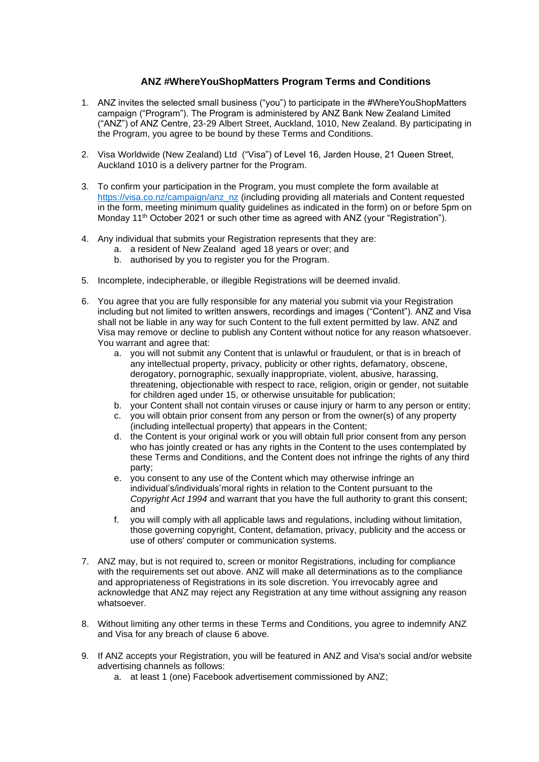# ANZ #WhereYouShopMatters Program Terms and Conditions

1. ANZ invites the selected small business ("you") to participate in the #WhereYouShopMatters campaign ("Program"). The Program is administered by ANZ Bank New Zealand Limited ("ANZ") of ANZ Centre, 23-29 Albert Street, Auckland, 1010, New Zealand. By participating in the Program, you agree to be bound by these Terms and Conditions.

2. Visa Worldwide (New Zealand) Ltd ("Visa") of Level 16, Jarden House, 21 Queen Street, Auckland 1010 is a delivery partner for the Program.

3. To confirm your participation in the Program, you must complete the form available at [https://visa.co.nz/campaign/anz_nz](https://visa.co.nz/campaign/anz_nz) (including providing all materials and Content requested in the form, meeting minimum quality guidelines as indicated in the form) on or before 5pm on Monday 11th October 2021 or such other time as agreed with ANZ (your "Registration").

4. Any individual that submits your Registration represents that they are:
   a. a resident of New Zealand aged 18 years or over; and
   b. authorised by you to register you for the Program.

5. Incomplete, indecipherable, or illegible Registrations will be deemed invalid.

6. You agree that you are fully responsible for any material you submit via your Registration including but not limited to written answers, recordings and images ("Content"). ANZ and Visa shall not be liable in any way for such Content to the full extent permitted by law. ANZ and Visa may remove or decline to publish any Content without notice for any reason whatsoever. You warrant and agree that:
   a. you will not submit any Content that is unlawful or fraudulent, or that is in breach of any intellectual property, privacy, publicity or other rights, defamatory, obscene, derogatory, pornographic, sexually inappropriate, violent, abusive, harassing, threatening, objectionable with respect to race, religion, origin or gender, not suitable for children aged under 15, or otherwise unsuitable for publication;
   b. your Content shall not contain viruses or cause injury or harm to any person or entity;
   c. you will obtain prior consent from any person or from the owner(s) of any property (including intellectual property) that appears in the Content;
   d. the Content is your original work or you will obtain full prior consent from any person who has jointly created or has any rights in the Content to the uses contemplated by these Terms and Conditions, and the Content does not infringe the rights of any third party;
   e. you consent to any use of the Content which may otherwise infringe an individual's/individuals' moral rights in relation to the Content pursuant to the *Copyright Act 1994* and warrant that you have the full authority to grant this consent; and
   f. you will comply with all applicable laws and regulations, including without limitation, those governing copyright, Content, defamation, privacy, publicity and the access or use of others' computer or communication systems.

7. ANZ may, but is not required to, screen or monitor Registrations, including for compliance with the requirements set out above. ANZ will make all determinations as to the compliance and appropriateness of Registrations in its sole discretion. You irrevocably agree and acknowledge that ANZ may reject any Registration at any time without assigning any reason whatsoever.

8. Without limiting any other terms in these Terms and Conditions, you agree to indemnify ANZ and Visa for any breach of clause 6 above.

9. If ANZ accepts your Registration, you will be featured in ANZ and Visa's social and/or website advertising channels as follows:
   a. at least 1 (one) Facebook advertisement commissioned by ANZ;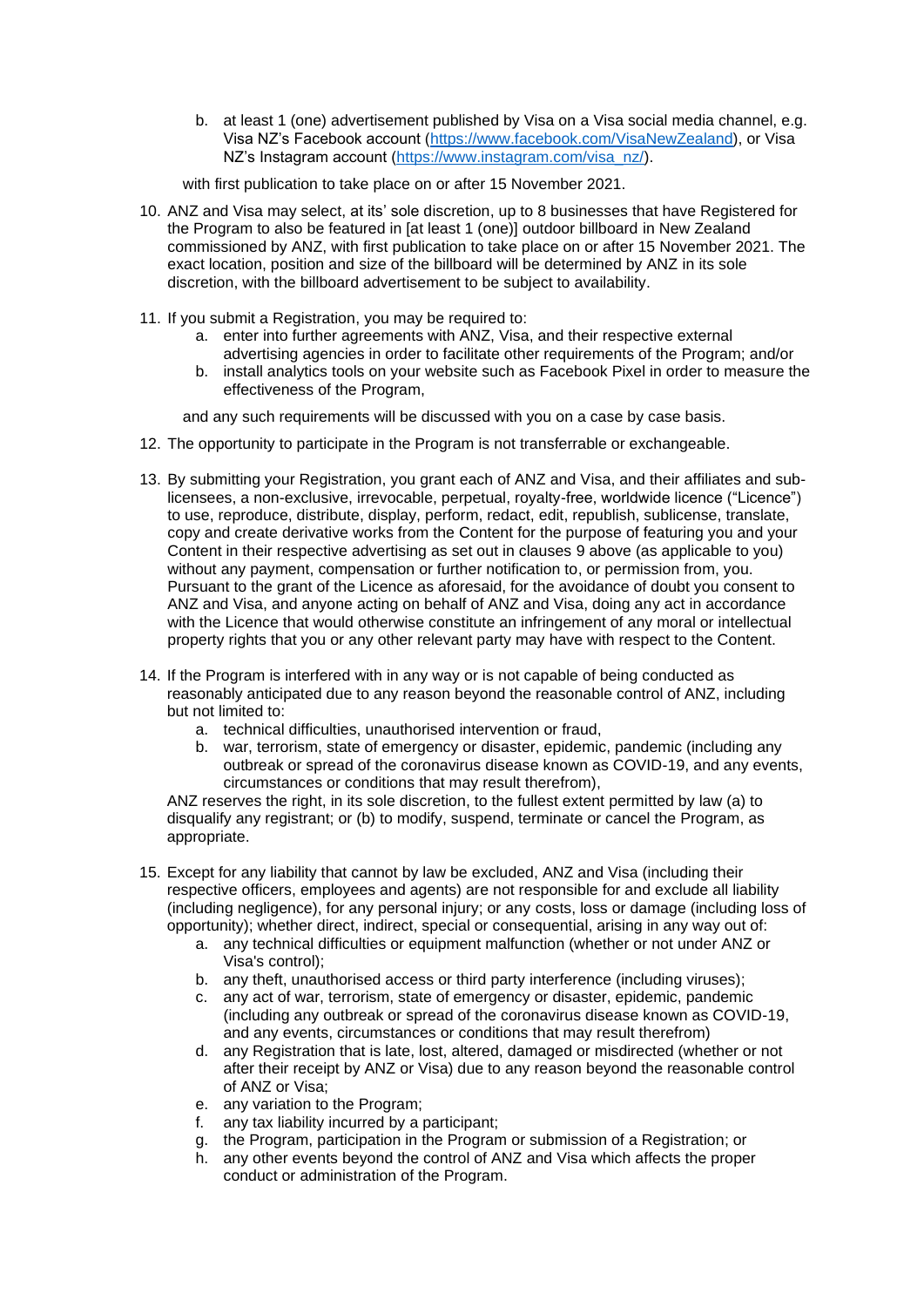b. at least 1 (one) advertisement published by Visa on a Visa social media channel, e.g. Visa NZ's Facebook account (https://www.facebook.com/VisaNewZealand), or Visa NZ's Instagram account (https://www.instagram.com/visa_nz/).

with first publication to take place on or after 15 November 2021.

10. ANZ and Visa may select, at its' sole discretion, up to 8 businesses that have Registered for the Program to also be featured in [at least 1 (one)] outdoor billboard in New Zealand commissioned by ANZ, with first publication to take place on or after 15 November 2021. The exact location, position and size of the billboard will be determined by ANZ in its sole discretion, with the billboard advertisement to be subject to availability.

11. If you submit a Registration, you may be required to:
    a. enter into further agreements with ANZ, Visa, and their respective external advertising agencies in order to facilitate other requirements of the Program; and/or
    b. install analytics tools on your website such as Facebook Pixel in order to measure the effectiveness of the Program,

    and any such requirements will be discussed with you on a case by case basis.

12. The opportunity to participate in the Program is not transferrable or exchangeable.

13. By submitting your Registration, you grant each of ANZ and Visa, and their affiliates and sub-licensees, a non-exclusive, irrevocable, perpetual, royalty-free, worldwide licence ("Licence") to use, reproduce, distribute, display, perform, redact, edit, republish, sublicense, translate, copy and create derivative works from the Content for the purpose of featuring you and your Content in their respective advertising as set out in clauses 9 above (as applicable to you) without any payment, compensation or further notification to, or permission from, you. Pursuant to the grant of the Licence as aforesaid, for the avoidance of doubt you consent to ANZ and Visa, and anyone acting on behalf of ANZ and Visa, doing any act in accordance with the Licence that would otherwise constitute an infringement of any moral or intellectual property rights that you or any other relevant party may have with respect to the Content.

14. If the Program is interfered with in any way or is not capable of being conducted as reasonably anticipated due to any reason beyond the reasonable control of ANZ, including but not limited to:
    a. technical difficulties, unauthorised intervention or fraud,
    b. war, terrorism, state of emergency or disaster, epidemic, pandemic (including any outbreak or spread of the coronavirus disease known as COVID-19, and any events, circumstances or conditions that may result therefrom),

    ANZ reserves the right, in its sole discretion, to the fullest extent permitted by law (a) to disqualify any registrant; or (b) to modify, suspend, terminate or cancel the Program, as appropriate.

15. Except for any liability that cannot by law be excluded, ANZ and Visa (including their respective officers, employees and agents) are not responsible for and exclude all liability (including negligence), for any personal injury; or any costs, loss or damage (including loss of opportunity); whether direct, indirect, special or consequential, arising in any way out of:
    a. any technical difficulties or equipment malfunction (whether or not under ANZ or Visa's control);
    b. any theft, unauthorised access or third party interference (including viruses);
    c. any act of war, terrorism, state of emergency or disaster, epidemic, pandemic (including any outbreak or spread of the coronavirus disease known as COVID-19, and any events, circumstances or conditions that may result therefrom)
    d. any Registration that is late, lost, altered, damaged or misdirected (whether or not after their receipt by ANZ or Visa) due to any reason beyond the reasonable control of ANZ or Visa;
    e. any variation to the Program;
    f. any tax liability incurred by a participant;
    g. the Program, participation in the Program or submission of a Registration; or
    h. any other events beyond the control of ANZ and Visa which affects the proper conduct or administration of the Program.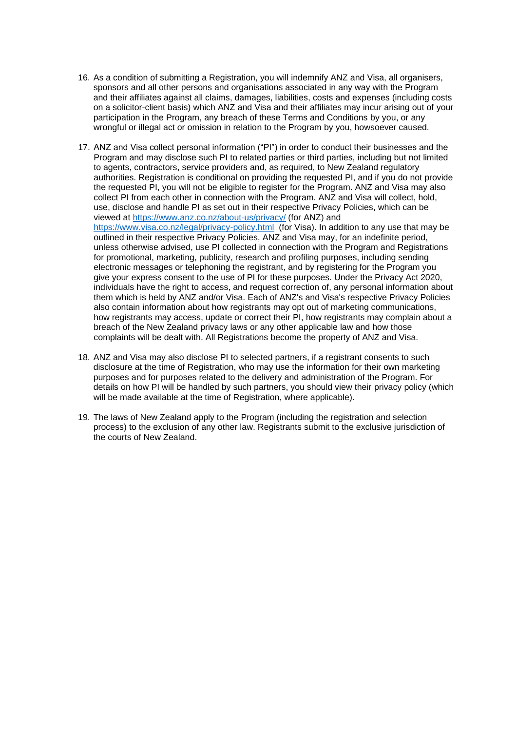16. As a condition of submitting a Registration, you will indemnify ANZ and Visa, all organisers, sponsors and all other persons and organisations associated in any way with the Program and their affiliates against all claims, damages, liabilities, costs and expenses (including costs on a solicitor-client basis) which ANZ and Visa and their affiliates may incur arising out of your participation in the Program, any breach of these Terms and Conditions by you, or any wrongful or illegal act or omission in relation to the Program by you, howsoever caused.

17. ANZ and Visa collect personal information ("PI") in order to conduct their businesses and the Program and may disclose such PI to related parties or third parties, including but not limited to agents, contractors, service providers and, as required, to New Zealand regulatory authorities. Registration is conditional on providing the requested PI, and if you do not provide the requested PI, you will not be eligible to register for the Program. ANZ and Visa may also collect PI from each other in connection with the Program. ANZ and Visa will collect, hold, use, disclose and handle PI as set out in their respective Privacy Policies, which can be viewed at https://www.anz.co.nz/about-us/privacy/ (for ANZ) and https://www.visa.co.nz/legal/privacy-policy.html (for Visa). In addition to any use that may be outlined in their respective Privacy Policies, ANZ and Visa may, for an indefinite period, unless otherwise advised, use PI collected in connection with the Program and Registrations for promotional, marketing, publicity, research and profiling purposes, including sending electronic messages or telephoning the registrant, and by registering for the Program you give your express consent to the use of PI for these purposes. Under the Privacy Act 2020, individuals have the right to access, and request correction of, any personal information about them which is held by ANZ and/or Visa. Each of ANZ's and Visa's respective Privacy Policies also contain information about how registrants may opt out of marketing communications, how registrants may access, update or correct their PI, how registrants may complain about a breach of the New Zealand privacy laws or any other applicable law and how those complaints will be dealt with. All Registrations become the property of ANZ and Visa.

18. ANZ and Visa may also disclose PI to selected partners, if a registrant consents to such disclosure at the time of Registration, who may use the information for their own marketing purposes and for purposes related to the delivery and administration of the Program. For details on how PI will be handled by such partners, you should view their privacy policy (which will be made available at the time of Registration, where applicable).

19. The laws of New Zealand apply to the Program (including the registration and selection process) to the exclusion of any other law. Registrants submit to the exclusive jurisdiction of the courts of New Zealand.